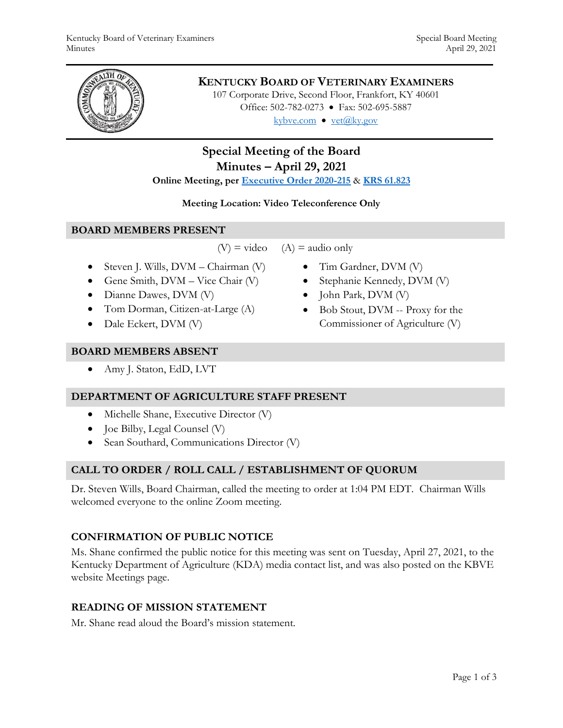# KENTUCKY BOARD OF VETERINARY EXAMINERS

107 Corporate Drive, Second Floor, Frankfort, KY 40601
Office: 502-782-0273 • Fax: 502-695-5887
kybve.com • vet@ky.gov

## Special Meeting of the Board
## Minutes – April 29, 2021

**Online Meeting, per Executive Order 2020-215 & KRS 61.823**

**Meeting Location: Video Teleconference Only**

### BOARD MEMBERS PRESENT

(V) = video (A) = audio only

- Steven J. Wills, DVM – Chairman (V)
- Gene Smith, DVM – Vice Chair (V)
- Dianne Dawes, DVM (V)
- Tom Dorman, Citizen-at-Large (A)
- Dale Eckert, DVM (V)
- Tim Gardner, DVM (V)
- Stephanie Kennedy, DVM (V)
- John Park, DVM (V)
- Bob Stout, DVM -- Proxy for the Commissioner of Agriculture (V)

### BOARD MEMBERS ABSENT

- Amy J. Staton, EdD, LVT

### DEPARTMENT OF AGRICULTURE STAFF PRESENT

- Michelle Shane, Executive Director (V)
- Joe Bilby, Legal Counsel (V)
- Sean Southard, Communications Director (V)

### CALL TO ORDER / ROLL CALL / ESTABLISHMENT OF QUORUM

Dr. Steven Wills, Board Chairman, called the meeting to order at 1:04 PM EDT. Chairman Wills welcomed everyone to the online Zoom meeting.

### CONFIRMATION OF PUBLIC NOTICE

Ms. Shane confirmed the public notice for this meeting was sent on Tuesday, April 27, 2021, to the Kentucky Department of Agriculture (KDA) media contact list, and was also posted on the KBVE website Meetings page.

### READING OF MISSION STATEMENT

Mr. Shane read aloud the Board's mission statement.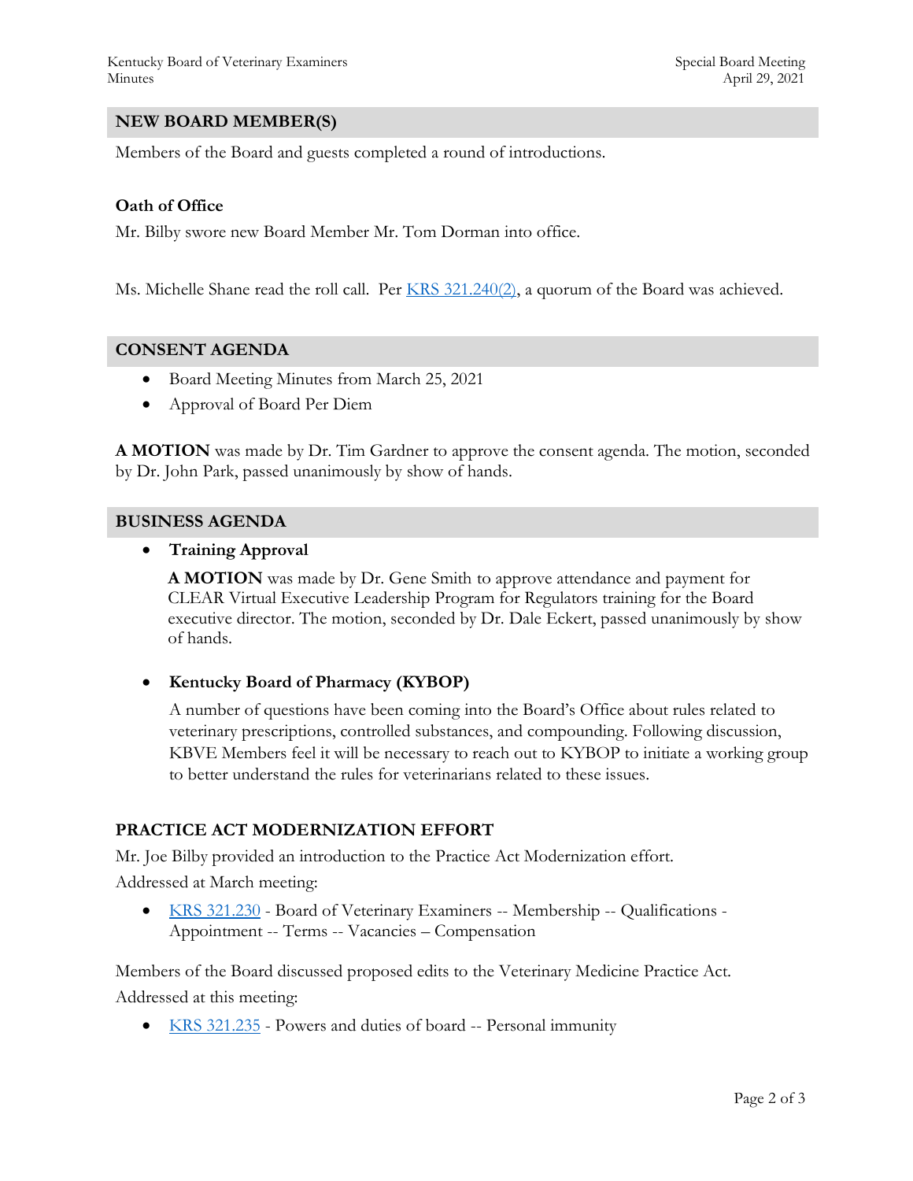## NEW BOARD MEMBER(S)

Members of the Board and guests completed a round of introductions.

**Oath of Office**

Mr. Bilby swore new Board Member Mr. Tom Dorman into office.

Ms. Michelle Shane read the roll call. Per KRS 321.240(2), a quorum of the Board was achieved.

## CONSENT AGENDA

- Board Meeting Minutes from March 25, 2021
- Approval of Board Per Diem

**A MOTION** was made by Dr. Tim Gardner to approve the consent agenda. The motion, seconded by Dr. John Park, passed unanimously by show of hands.

## BUSINESS AGENDA

- **Training Approval**

  **A MOTION** was made by Dr. Gene Smith to approve attendance and payment for CLEAR Virtual Executive Leadership Program for Regulators training for the Board executive director. The motion, seconded by Dr. Dale Eckert, passed unanimously by show of hands.

- **Kentucky Board of Pharmacy (KYBOP)**

  A number of questions have been coming into the Board's Office about rules related to veterinary prescriptions, controlled substances, and compounding. Following discussion, KBVE Members feel it will be necessary to reach out to KYBOP to initiate a working group to better understand the rules for veterinarians related to these issues.

## PRACTICE ACT MODERNIZATION EFFORT

Mr. Joe Bilby provided an introduction to the Practice Act Modernization effort.

Addressed at March meeting:

- KRS 321.230 - Board of Veterinary Examiners -- Membership -- Qualifications - Appointment -- Terms -- Vacancies – Compensation

Members of the Board discussed proposed edits to the Veterinary Medicine Practice Act.

Addressed at this meeting:

- KRS 321.235 - Powers and duties of board -- Personal immunity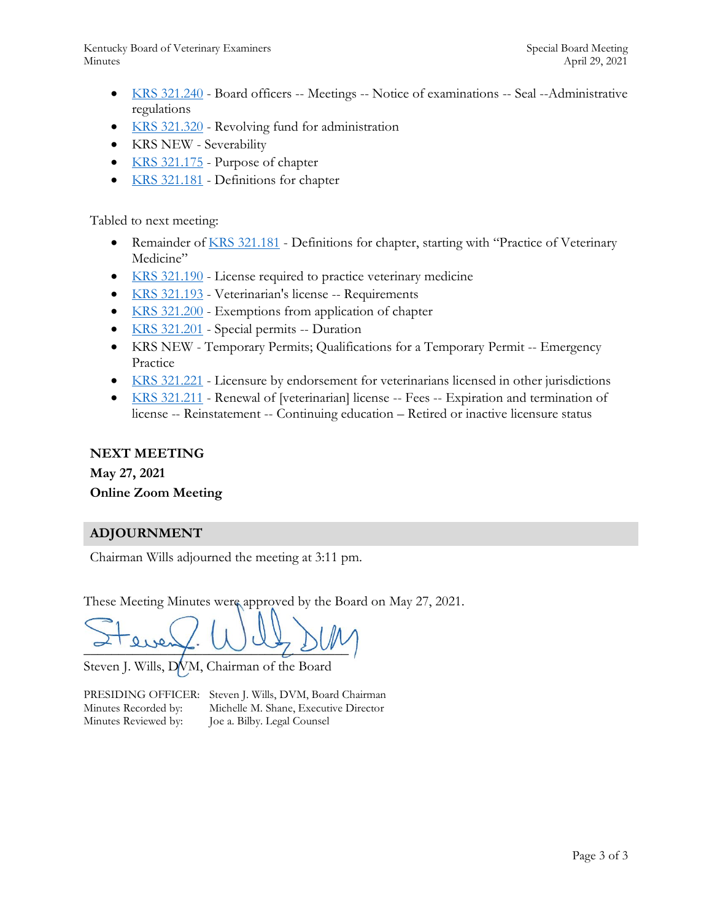- KRS 321.240 - Board officers -- Meetings -- Notice of examinations -- Seal --Administrative regulations
- KRS 321.320 - Revolving fund for administration
- KRS NEW - Severability
- KRS 321.175 - Purpose of chapter
- KRS 321.181 - Definitions for chapter

Tabled to next meeting:

- Remainder of KRS 321.181 - Definitions for chapter, starting with "Practice of Veterinary Medicine"
- KRS 321.190 - License required to practice veterinary medicine
- KRS 321.193 - Veterinarian's license -- Requirements
- KRS 321.200 - Exemptions from application of chapter
- KRS 321.201 - Special permits -- Duration
- KRS NEW - Temporary Permits; Qualifications for a Temporary Permit -- Emergency Practice
- KRS 321.221 - Licensure by endorsement for veterinarians licensed in other jurisdictions
- KRS 321.211 - Renewal of [veterinarian] license -- Fees -- Expiration and termination of license -- Reinstatement -- Continuing education – Retired or inactive licensure status

**NEXT MEETING**
**May 27, 2021**
**Online Zoom Meeting**

## ADJOURNMENT

Chairman Wills adjourned the meeting at 3:11 pm.

These Meeting Minutes were approved by the Board on May 27, 2021.

Steven J. Wills, DVM, Chairman of the Board

PRESIDING OFFICER: Steven J. Wills, DVM, Board Chairman
Minutes Recorded by: Michelle M. Shane, Executive Director
Minutes Reviewed by: Joe a. Bilby. Legal Counsel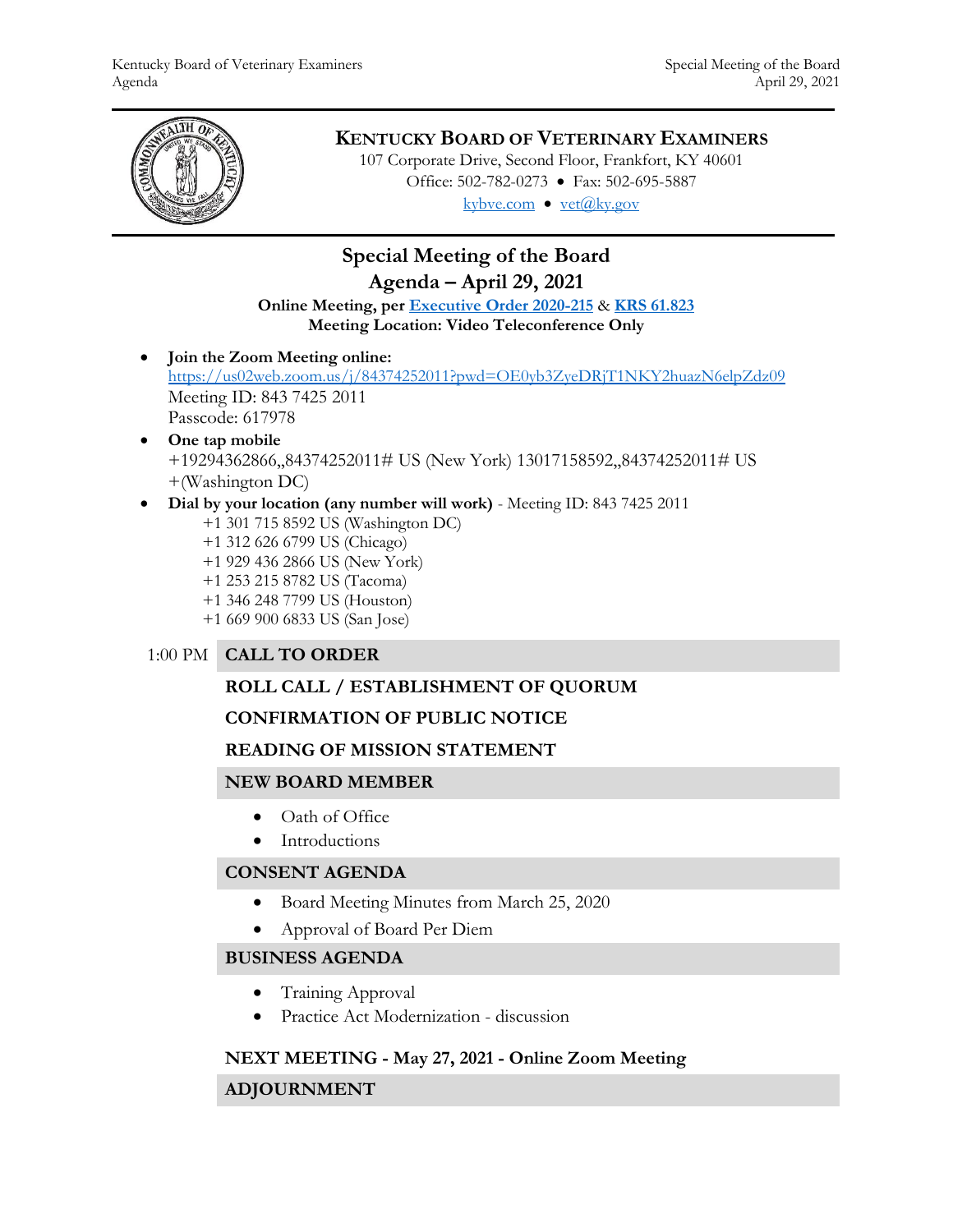# KENTUCKY BOARD OF VETERINARY EXAMINERS

107 Corporate Drive, Second Floor, Frankfort, KY 40601
Office: 502-782-0273 • Fax: 502-695-5887
kybve.com • vet@ky.gov

## Special Meeting of the Board
## Agenda – April 29, 2021

**Online Meeting, per Executive Order 2020-215 & KRS 61.823**
**Meeting Location: Video Teleconference Only**

- **Join the Zoom Meeting online:**
  https://us02web.zoom.us/j/84374252011?pwd=OE0yb3ZyeDRjT1NKY2huazN6elpZdz09
  Meeting ID: 843 7425 2011
  Passcode: 617978
- **One tap mobile**
  +19294362866,,84374252011# US (New York) 13017158592,,84374252011# US +(Washington DC)
- **Dial by your location (any number will work)** - Meeting ID: 843 7425 2011
  - +1 301 715 8592 US (Washington DC)
  - +1 312 626 6799 US (Chicago)
  - +1 929 436 2866 US (New York)
  - +1 253 215 8782 US (Tacoma)
  - +1 346 248 7799 US (Houston)
  - +1 669 900 6833 US (San Jose)

1:00 PM **CALL TO ORDER**

**ROLL CALL / ESTABLISHMENT OF QUORUM**

**CONFIRMATION OF PUBLIC NOTICE**

**READING OF MISSION STATEMENT**

**NEW BOARD MEMBER**

- Oath of Office
- Introductions

**CONSENT AGENDA**

- Board Meeting Minutes from March 25, 2020
- Approval of Board Per Diem

**BUSINESS AGENDA**

- Training Approval
- Practice Act Modernization - discussion

**NEXT MEETING - May 27, 2021 - Online Zoom Meeting**

**ADJOURNMENT**